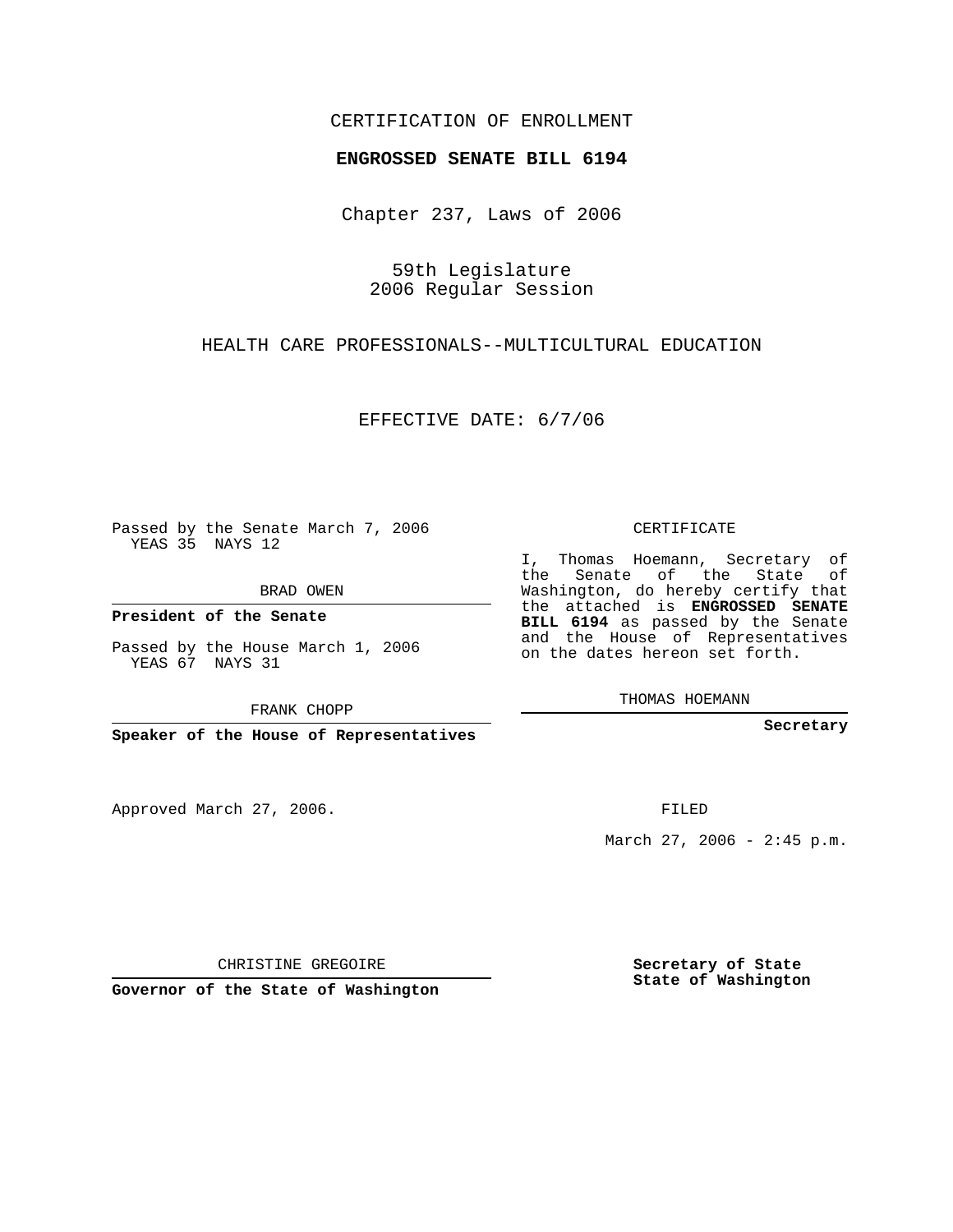CERTIFICATION OF ENROLLMENT

**ENGROSSED SENATE BILL 6194**

Chapter 237, Laws of 2006

59th Legislature
2006 Regular Session

HEALTH CARE PROFESSIONALS--MULTICULTURAL EDUCATION

EFFECTIVE DATE: 6/7/06

Passed by the Senate March 7, 2006
YEAS 35 NAYS 12

BRAD OWEN

**President of the Senate**

Passed by the House March 1, 2006
YEAS 67 NAYS 31

FRANK CHOPP

**Speaker of the House of Representatives**

CERTIFICATE

I, Thomas Hoemann, Secretary of the Senate of the State of Washington, do hereby certify that the attached is **ENGROSSED SENATE BILL 6194** as passed by the Senate and the House of Representatives on the dates hereon set forth.

THOMAS HOEMANN

**Secretary**

Approved March 27, 2006.

FILED

March 27, 2006 - 2:45 p.m.

CHRISTINE GREGOIRE

**Governor of the State of Washington**

**Secretary of State**
**State of Washington**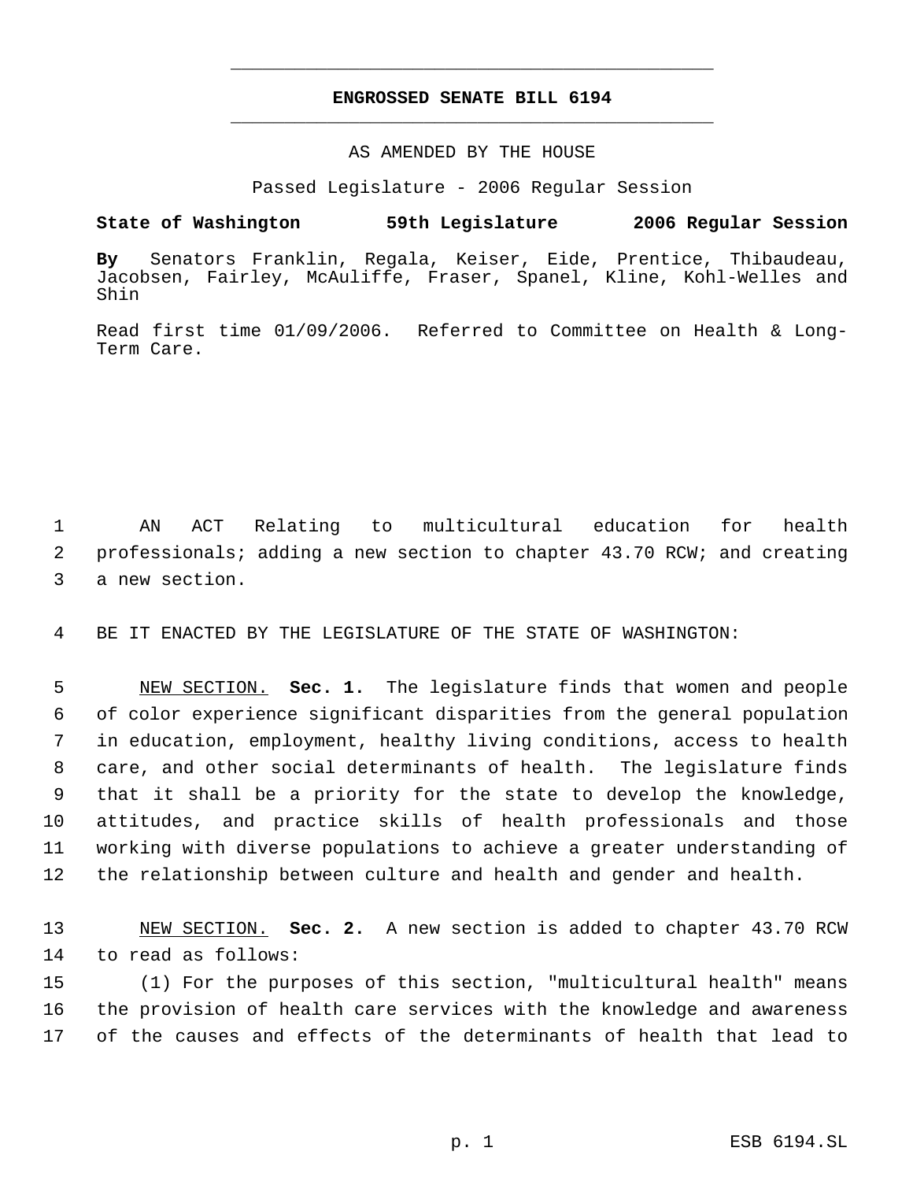# ENGROSSED SENATE BILL 6194

AS AMENDED BY THE HOUSE

Passed Legislature - 2006 Regular Session

**State of Washington 59th Legislature 2006 Regular Session**

**By** Senators Franklin, Regala, Keiser, Eide, Prentice, Thibaudeau, Jacobsen, Fairley, McAuliffe, Fraser, Spanel, Kline, Kohl-Welles and Shin

Read first time 01/09/2006. Referred to Committee on Health & Long-Term Care.

AN ACT Relating to multicultural education for health professionals; adding a new section to chapter 43.70 RCW; and creating a new section.

BE IT ENACTED BY THE LEGISLATURE OF THE STATE OF WASHINGTON:

NEW SECTION. **Sec. 1.** The legislature finds that women and people of color experience significant disparities from the general population in education, employment, healthy living conditions, access to health care, and other social determinants of health. The legislature finds that it shall be a priority for the state to develop the knowledge, attitudes, and practice skills of health professionals and those working with diverse populations to achieve a greater understanding of the relationship between culture and health and gender and health.

NEW SECTION. **Sec. 2.** A new section is added to chapter 43.70 RCW to read as follows:

(1) For the purposes of this section, "multicultural health" means the provision of health care services with the knowledge and awareness of the causes and effects of the determinants of health that lead to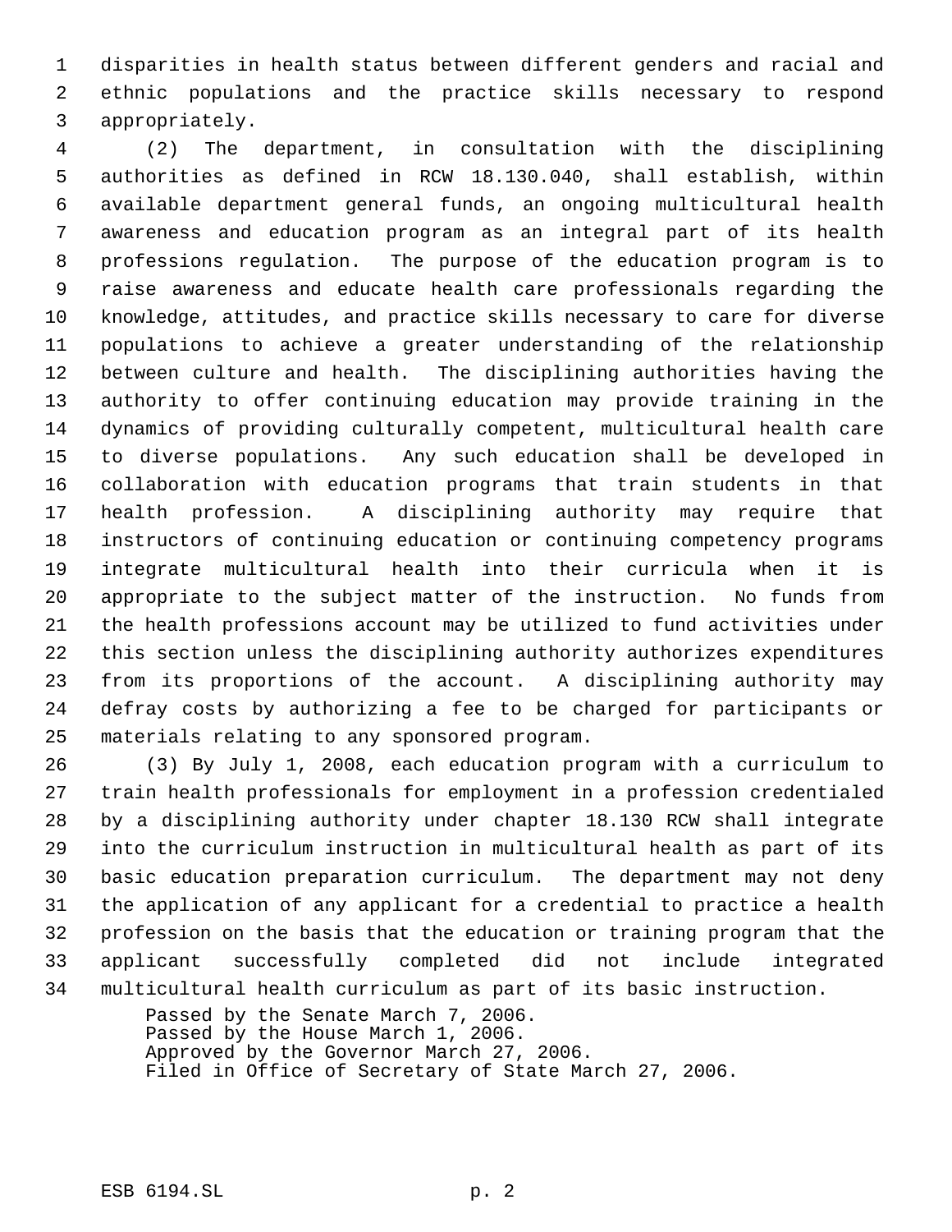disparities in health status between different genders and racial and ethnic populations and the practice skills necessary to respond appropriately.

(2) The department, in consultation with the disciplining authorities as defined in RCW 18.130.040, shall establish, within available department general funds, an ongoing multicultural health awareness and education program as an integral part of its health professions regulation. The purpose of the education program is to raise awareness and educate health care professionals regarding the knowledge, attitudes, and practice skills necessary to care for diverse populations to achieve a greater understanding of the relationship between culture and health. The disciplining authorities having the authority to offer continuing education may provide training in the dynamics of providing culturally competent, multicultural health care to diverse populations. Any such education shall be developed in collaboration with education programs that train students in that health profession. A disciplining authority may require that instructors of continuing education or continuing competency programs integrate multicultural health into their curricula when it is appropriate to the subject matter of the instruction. No funds from the health professions account may be utilized to fund activities under this section unless the disciplining authority authorizes expenditures from its proportions of the account. A disciplining authority may defray costs by authorizing a fee to be charged for participants or materials relating to any sponsored program.

(3) By July 1, 2008, each education program with a curriculum to train health professionals for employment in a profession credentialed by a disciplining authority under chapter 18.130 RCW shall integrate into the curriculum instruction in multicultural health as part of its basic education preparation curriculum. The department may not deny the application of any applicant for a credential to practice a health profession on the basis that the education or training program that the applicant successfully completed did not include integrated multicultural health curriculum as part of its basic instruction.

Passed by the Senate March 7, 2006.
Passed by the House March 1, 2006.
Approved by the Governor March 27, 2006.
Filed in Office of Secretary of State March 27, 2006.